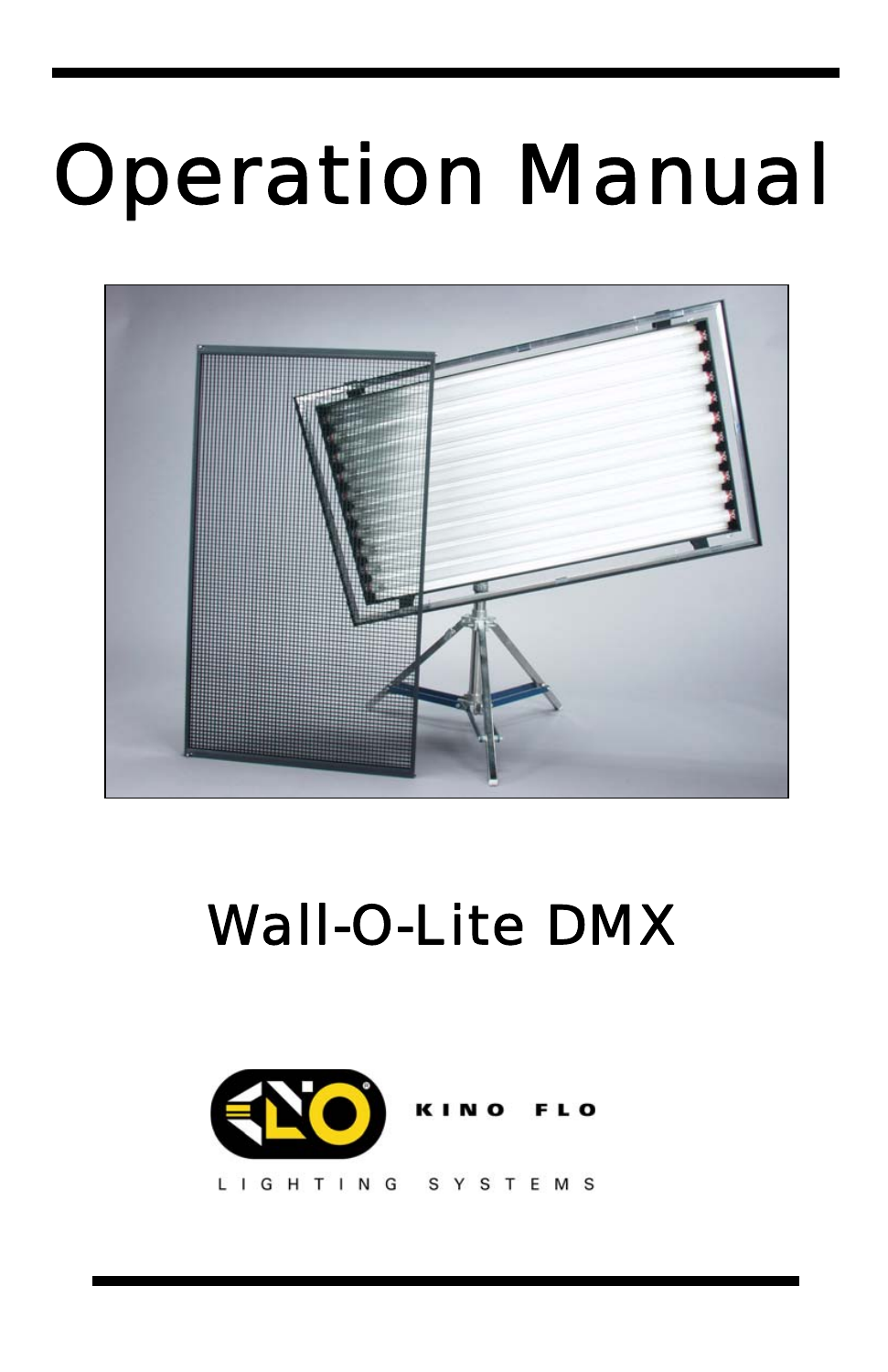# Operation Manual

## Wall-O-Lite DMX

KINO FLO

LIGHTING SYSTEMS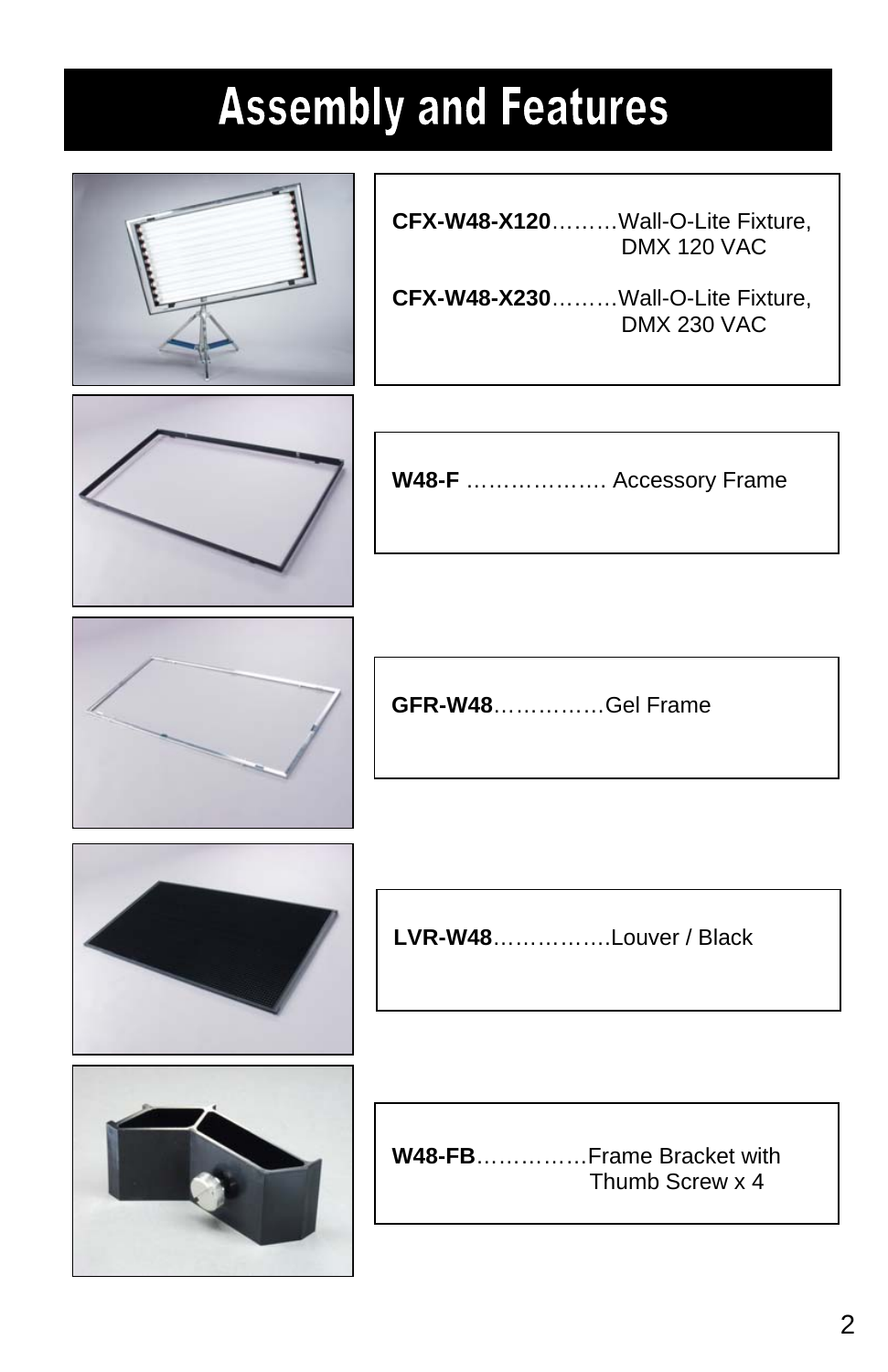# Assembly and Features

**CFX-W48-X120**………Wall-O-Lite Fixture, DMX 120 VAC

**CFX-W48-X230**………Wall-O-Lite Fixture, DMX 230 VAC

**W48-F** ………………. Accessory Frame

**GFR-W48**……………Gel Frame

**LVR-W48**…………….Louver / Black

**W48-FB**……………Frame Bracket with Thumb Screw x 4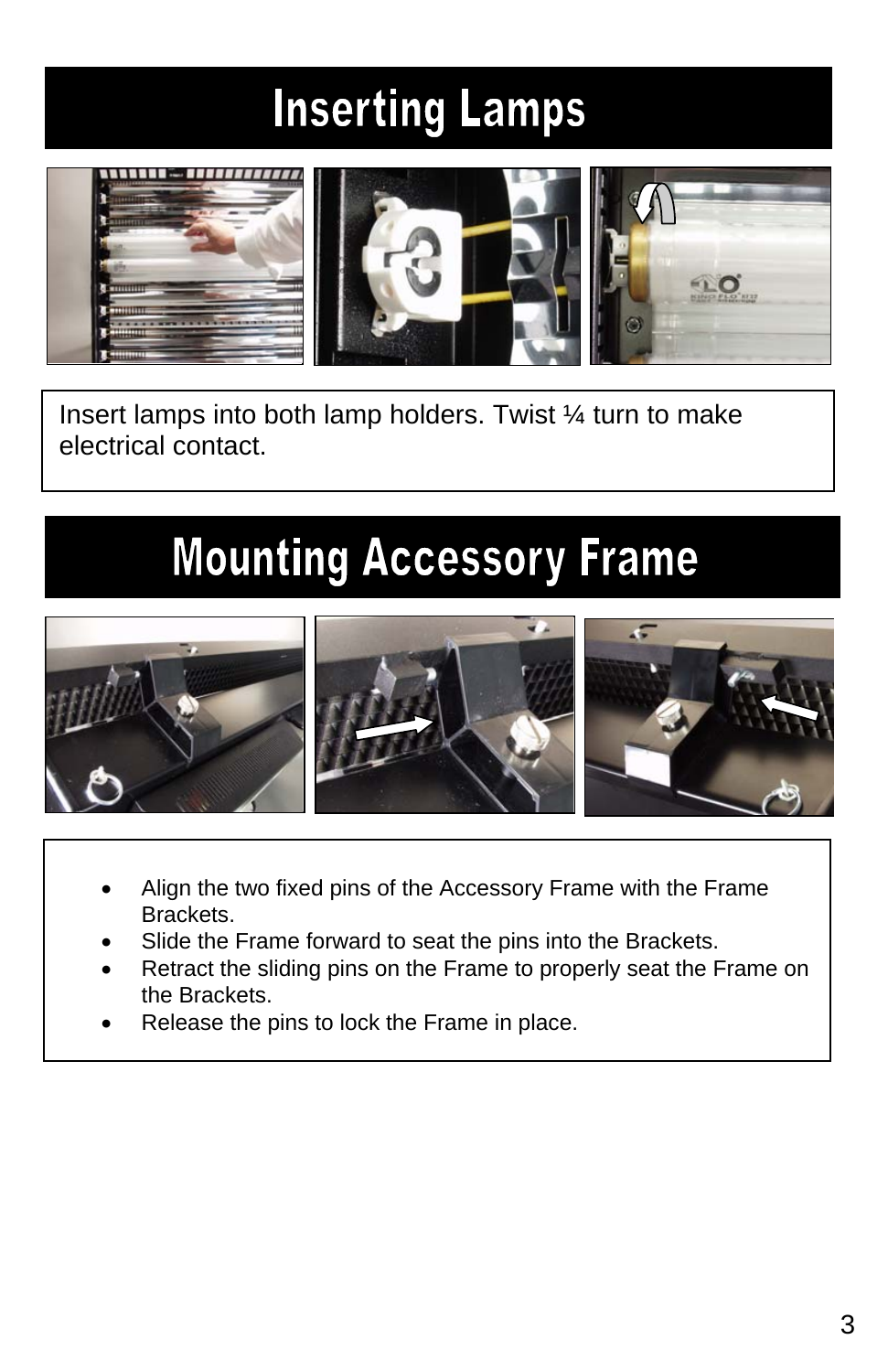# Inserting Lamps

Insert lamps into both lamp holders. Twist ¼ turn to make electrical contact.

# Mounting Accessory Frame

- Align the two fixed pins of the Accessory Frame with the Frame Brackets.
- Slide the Frame forward to seat the pins into the Brackets.
- Retract the sliding pins on the Frame to properly seat the Frame on the Brackets.
- Release the pins to lock the Frame in place.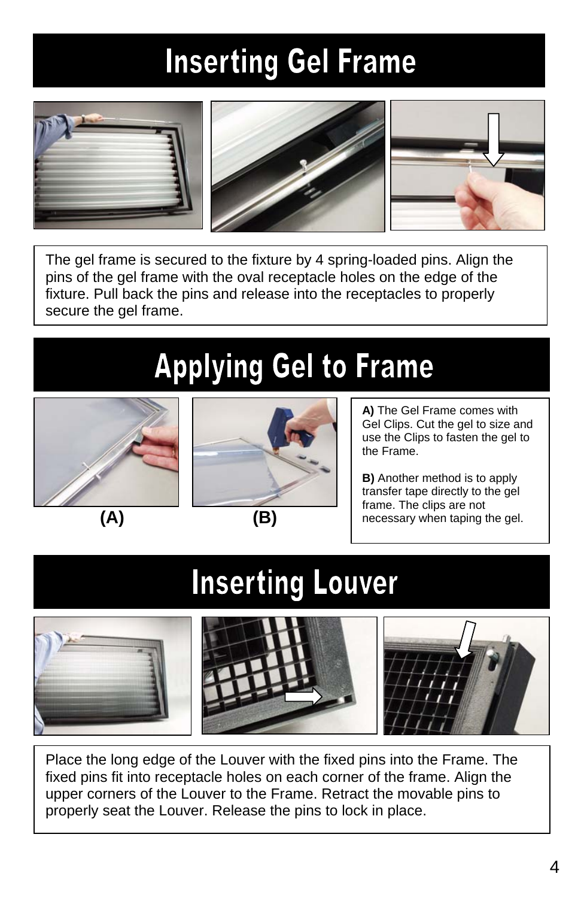# Inserting Gel Frame

The gel frame is secured to the fixture by 4 spring-loaded pins. Align the pins of the gel frame with the oval receptacle holes on the edge of the fixture. Pull back the pins and release into the receptacles to properly secure the gel frame.

# Applying Gel to Frame

(A)

(B)

**A)** The Gel Frame comes with Gel Clips. Cut the gel to size and use the Clips to fasten the gel to the Frame.

**B)** Another method is to apply transfer tape directly to the gel frame. The clips are not necessary when taping the gel.

# Inserting Louver

Place the long edge of the Louver with the fixed pins into the Frame. The fixed pins fit into receptacle holes on each corner of the frame. Align the upper corners of the Louver to the Frame. Retract the movable pins to properly seat the Louver. Release the pins to lock in place.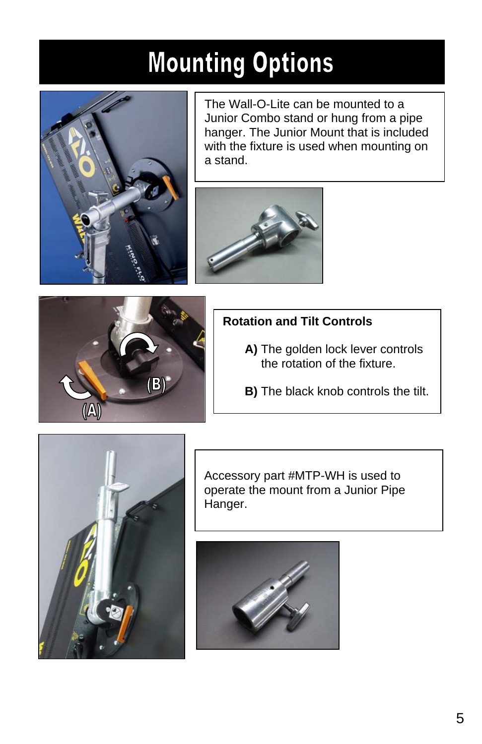# Mounting Options

The Wall-O-Lite can be mounted to a Junior Combo stand or hung from a pipe hanger. The Junior Mount that is included with the fixture is used when mounting on a stand.

**Rotation and Tilt Controls**

**A)** The golden lock lever controls the rotation of the fixture.

**B)** The black knob controls the tilt.

Accessory part #MTP-WH is used to operate the mount from a Junior Pipe Hanger.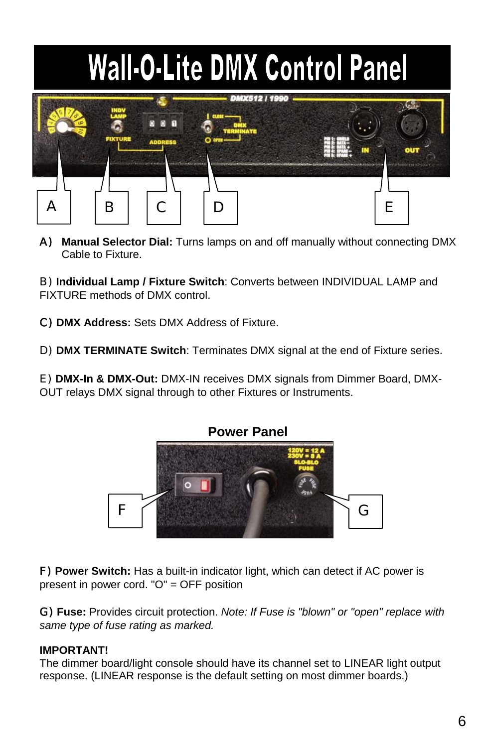# Wall-O-Lite DMX Control Panel

A) **Manual Selector Dial:** Turns lamps on and off manually without connecting DMX Cable to Fixture.

B) **Individual Lamp / Fixture Switch**: Converts between INDIVIDUAL LAMP and FIXTURE methods of DMX control.

C) **DMX Address:** Sets DMX Address of Fixture.

D) **DMX TERMINATE Switch**: Terminates DMX signal at the end of Fixture series.

E) **DMX-In & DMX-Out:** DMX-IN receives DMX signals from Dimmer Board, DMX-OUT relays DMX signal through to other Fixtures or Instruments.

## Power Panel

F) **Power Switch:** Has a built-in indicator light, which can detect if AC power is present in power cord. "O" = OFF position

G) **Fuse:** Provides circuit protection. *Note: If Fuse is "blown" or "open" replace with same type of fuse rating as marked.*

**IMPORTANT!**
The dimmer board/light console should have its channel set to LINEAR light output response. (LINEAR response is the default setting on most dimmer boards.)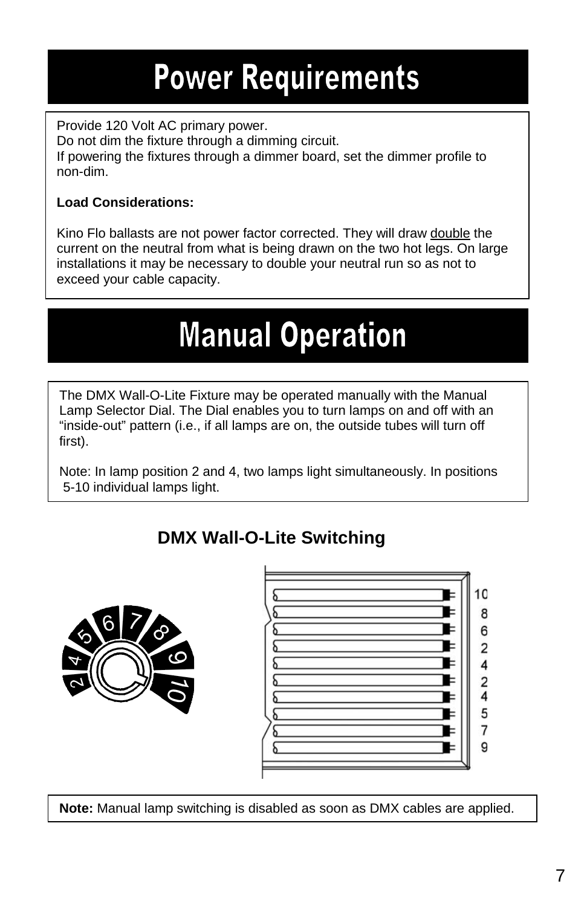# Power Requirements

Provide 120 Volt AC primary power.
Do not dim the fixture through a dimming circuit.
If powering the fixtures through a dimmer board, set the dimmer profile to non-dim.

**Load Considerations:**

Kino Flo ballasts are not power factor corrected. They will draw double the current on the neutral from what is being drawn on the two hot legs. On large installations it may be necessary to double your neutral run so as not to exceed your cable capacity.

# Manual Operation

The DMX Wall-O-Lite Fixture may be operated manually with the Manual Lamp Selector Dial. The Dial enables you to turn lamps on and off with an “inside-out” pattern (i.e., if all lamps are on, the outside tubes will turn off first).

Note: In lamp position 2 and 4, two lamps light simultaneously. In positions 5-10 individual lamps light.

## DMX Wall-O-Lite Switching

**Note:** Manual lamp switching is disabled as soon as DMX cables are applied.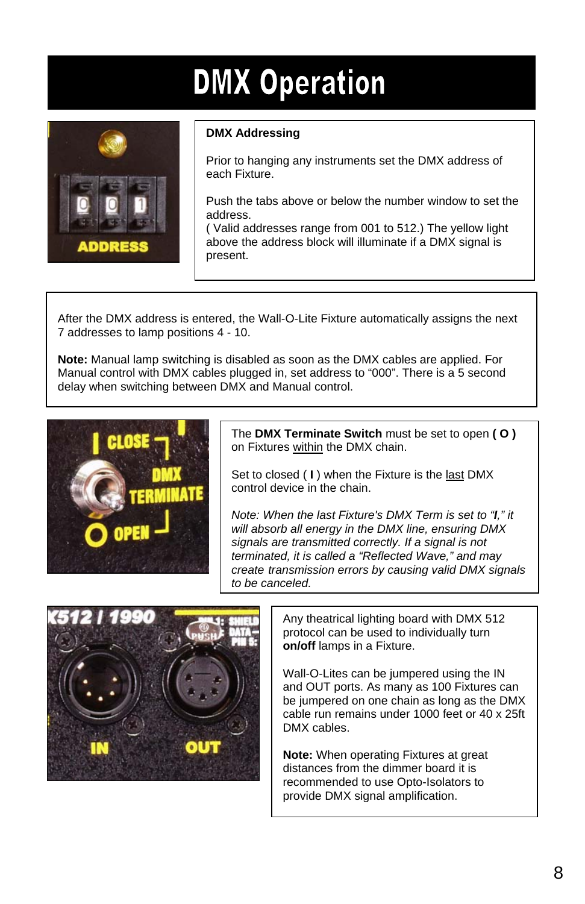# DMX Operation

**DMX Addressing**

Prior to hanging any instruments set the DMX address of each Fixture.

Push the tabs above or below the number window to set the address.
( Valid addresses range from 001 to 512.) The yellow light above the address block will illuminate if a DMX signal is present.

After the DMX address is entered, the Wall-O-Lite Fixture automatically assigns the next 7 addresses to lamp positions 4 - 10.

**Note:** Manual lamp switching is disabled as soon as the DMX cables are applied. For Manual control with DMX cables plugged in, set address to “000”. There is a 5 second delay when switching between DMX and Manual control.

The **DMX Terminate Switch** must be set to open **( O )** on Fixtures within the DMX chain.

Set to closed ( **I** ) when the Fixture is the last DMX control device in the chain.

*Note: When the last Fixture's DMX Term is set to “**I**,” it will absorb all energy in the DMX line, ensuring DMX signals are transmitted correctly. If a signal is not terminated, it is called a “Reflected Wave,” and may create transmission errors by causing valid DMX signals to be canceled.*

Any theatrical lighting board with DMX 512 protocol can be used to individually turn **on/off** lamps in a Fixture.

Wall-O-Lites can be jumpered using the IN and OUT ports. As many as 100 Fixtures can be jumpered on one chain as long as the DMX cable run remains under 1000 feet or 40 x 25ft DMX cables.

**Note:** When operating Fixtures at great distances from the dimmer board it is recommended to use Opto-Isolators to provide DMX signal amplification.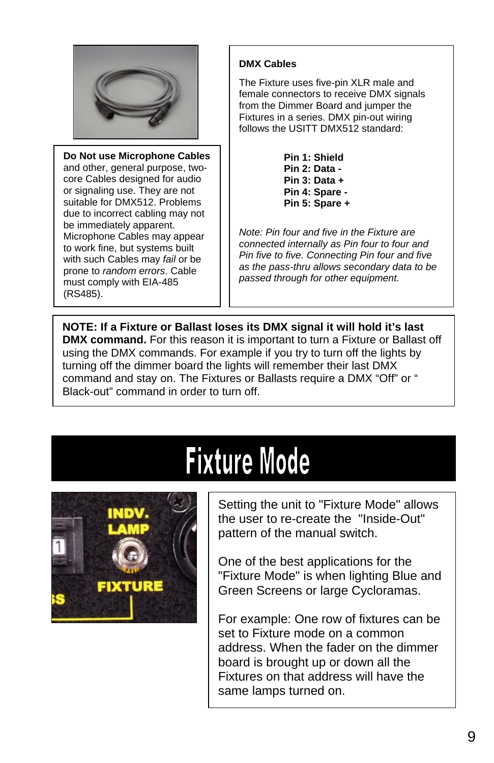**Do Not use Microphone Cables** and other, general purpose, two-core Cables designed for audio or signaling use. They are not suitable for DMX512. Problems due to incorrect cabling may not be immediately apparent. Microphone Cables may appear to work fine, but systems built with such Cables may *fail* or be prone to *random errors*. Cable must comply with EIA-485 (RS485).

**DMX Cables**

The Fixture uses five-pin XLR male and female connectors to receive DMX signals from the Dimmer Board and jumper the Fixtures in a series. DMX pin-out wiring follows the USITT DMX512 standard:

**Pin 1: Shield**
**Pin 2: Data -**
**Pin 3: Data +**
**Pin 4: Spare -**
**Pin 5: Spare +**

*Note: Pin four and five in the Fixture are connected internally as Pin four to four and Pin five to five. Connecting Pin four and five as the pass-thru allows secondary data to be passed through for other equipment.*

**NOTE: If a Fixture or Ballast loses its DMX signal it will hold it's last DMX command.** For this reason it is important to turn a Fixture or Ballast off using the DMX commands. For example if you try to turn off the lights by turning off the dimmer board the lights will remember their last DMX command and stay on. The Fixtures or Ballasts require a DMX "Off" or " Black-out" command in order to turn off.

# Fixture Mode

Setting the unit to "Fixture Mode" allows the user to re-create the "Inside-Out" pattern of the manual switch.

One of the best applications for the "Fixture Mode" is when lighting Blue and Green Screens or large Cycloramas.

For example: One row of fixtures can be set to Fixture mode on a common address. When the fader on the dimmer board is brought up or down all the Fixtures on that address will have the same lamps turned on.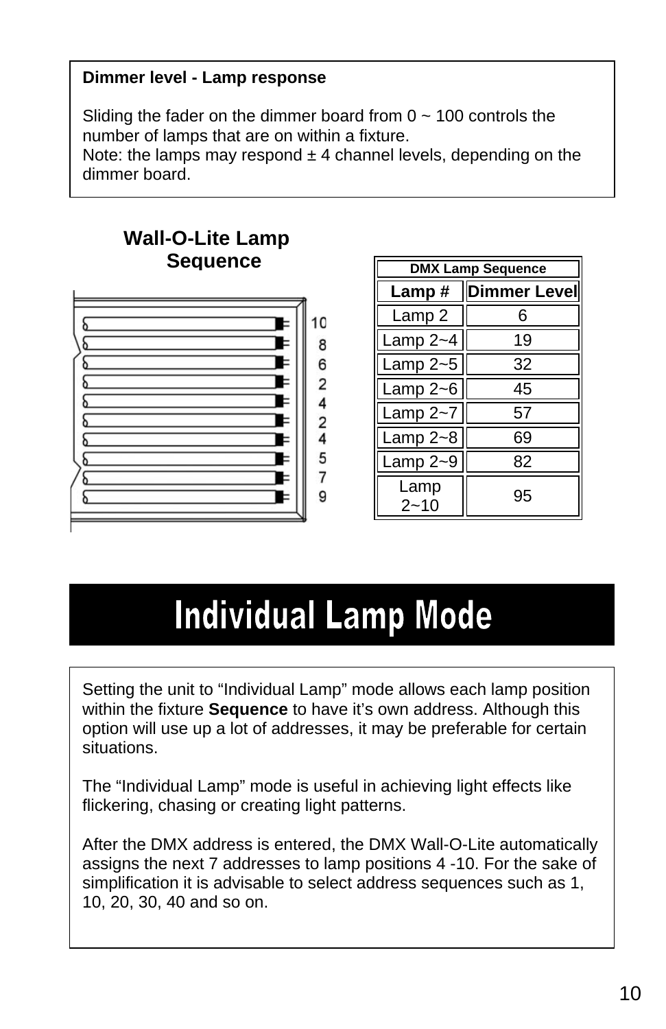**Dimmer level - Lamp response**

Sliding the fader on the dimmer board from 0 ~ 100 controls the number of lamps that are on within a fixture.
Note: the lamps may respond ± 4 channel levels, depending on the dimmer board.

## Wall-O-Lite Lamp Sequence

10
8
6
2
4
2
4
5
7
9

| DMX Lamp Sequence | |
|---|---|
| **Lamp #** | **Dimmer Level** |
| Lamp 2 | 6 |
| Lamp 2~4 | 19 |
| Lamp 2~5 | 32 |
| Lamp 2~6 | 45 |
| Lamp 2~7 | 57 |
| Lamp 2~8 | 69 |
| Lamp 2~9 | 82 |
| Lamp 2~10 | 95 |

# Individual Lamp Mode

Setting the unit to "Individual Lamp" mode allows each lamp position within the fixture **Sequence** to have it's own address. Although this option will use up a lot of addresses, it may be preferable for certain situations.

The "Individual Lamp" mode is useful in achieving light effects like flickering, chasing or creating light patterns.

After the DMX address is entered, the DMX Wall-O-Lite automatically assigns the next 7 addresses to lamp positions 4 -10. For the sake of simplification it is advisable to select address sequences such as 1, 10, 20, 30, 40 and so on.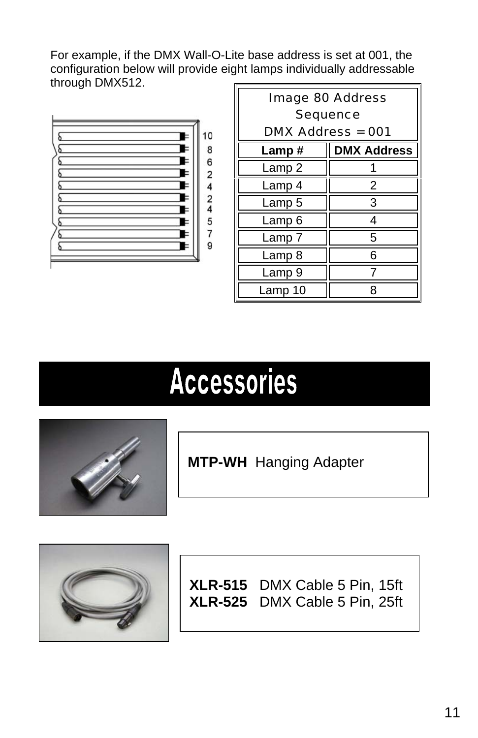For example, if the DMX Wall-O-Lite base address is set at 001, the configuration below will provide eight lamps individually addressable through DMX512.

| Image 80 Address Sequence DMX Address = 001 | |
|---|---|
| **Lamp #** | **DMX Address** |
| Lamp 2 | 1 |
| Lamp 4 | 2 |
| Lamp 5 | 3 |
| Lamp 6 | 4 |
| Lamp 7 | 5 |
| Lamp 8 | 6 |
| Lamp 9 | 7 |
| Lamp 10 | 8 |

# Accessories

**MTP-WH** Hanging Adapter

**XLR-515** DMX Cable 5 Pin, 15ft
**XLR-525** DMX Cable 5 Pin, 25ft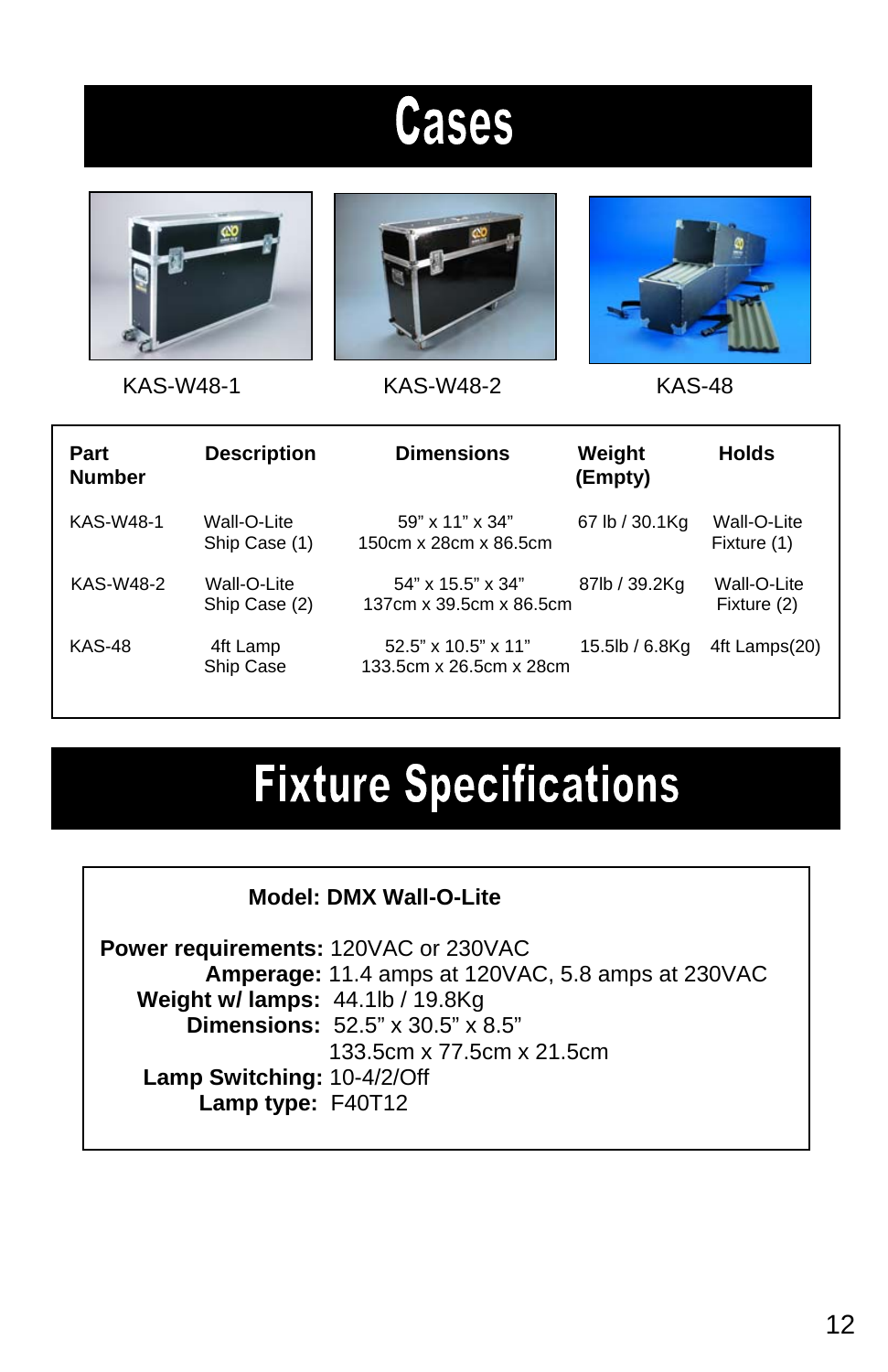# Cases

KAS-W48-1 KAS-W48-2 KAS-48

| Part Number | Description | Dimensions | Weight (Empty) | Holds |
|---|---|---|---|---|
| KAS-W48-1 | Wall-O-Lite Ship Case (1) | 59" x 11" x 34" 150cm x 28cm x 86.5cm | 67 lb / 30.1Kg | Wall-O-Lite Fixture (1) |
| KAS-W48-2 | Wall-O-Lite Ship Case (2) | 54" x 15.5" x 34" 137cm x 39.5cm x 86.5cm | 87lb / 39.2Kg | Wall-O-Lite Fixture (2) |
| KAS-48 | 4ft Lamp Ship Case | 52.5" x 10.5" x 11" 133.5cm x 26.5cm x 28cm | 15.5lb / 6.8Kg | 4ft Lamps(20) |

# Fixture Specifications

**Model: DMX Wall-O-Lite**

**Power requirements:** 120VAC or 230VAC
**Amperage:** 11.4 amps at 120VAC, 5.8 amps at 230VAC
**Weight w/ lamps:** 44.1lb / 19.8Kg
**Dimensions:** 52.5" x 30.5" x 8.5"
133.5cm x 77.5cm x 21.5cm
**Lamp Switching:** 10-4/2/Off
**Lamp type:** F40T12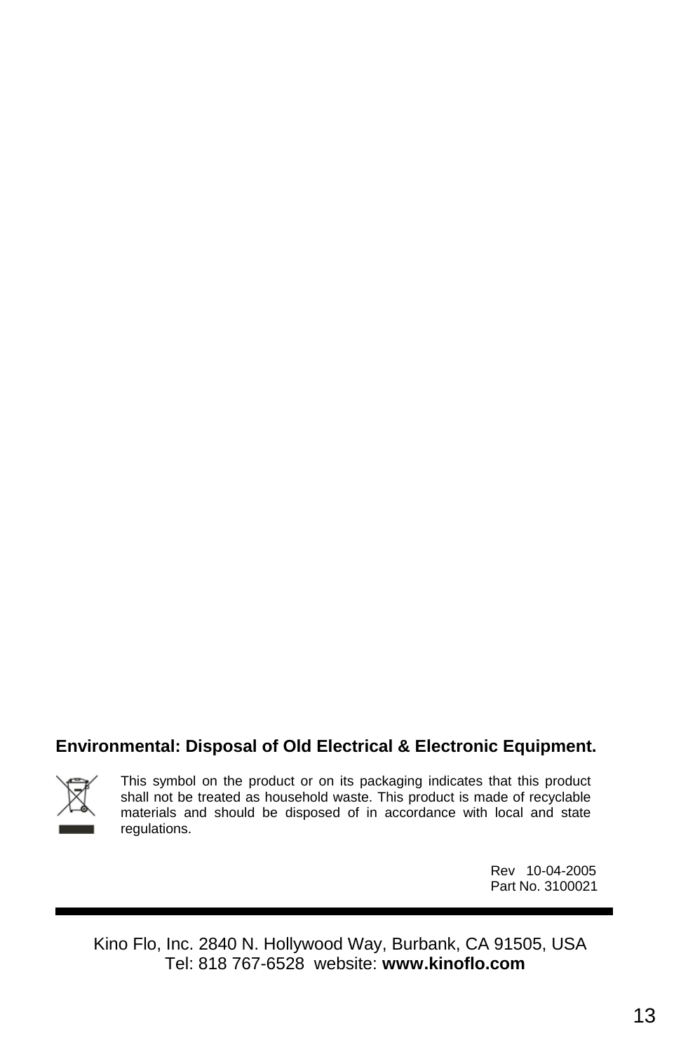## Environmental: Disposal of Old Electrical & Electronic Equipment.

This symbol on the product or on its packaging indicates that this product shall not be treated as household waste. This product is made of recyclable materials and should be disposed of in accordance with local and state regulations.

Rev 10-04-2005
Part No. 3100021

Kino Flo, Inc. 2840 N. Hollywood Way, Burbank, CA 91505, USA
Tel: 818 767-6528 website: **www.kinoflo.com**